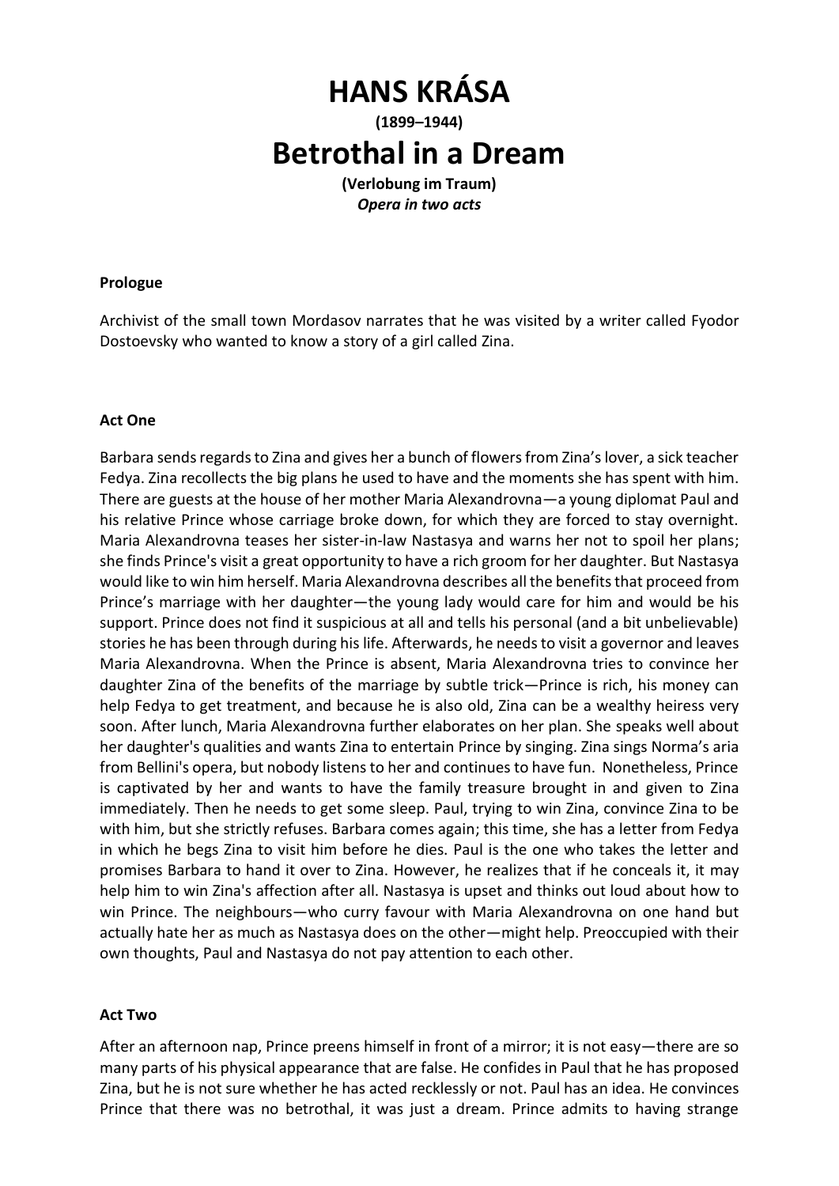# HANS KRÁSA

**(1899–1944)**

# Betrothal in a Dream

**(Verlobung im Traum)**

***Opera in two acts***

**Prologue**

Archivist of the small town Mordasov narrates that he was visited by a writer called Fyodor Dostoevsky who wanted to know a story of a girl called Zina.

**Act One**

Barbara sends regards to Zina and gives her a bunch of flowers from Zina's lover, a sick teacher Fedya. Zina recollects the big plans he used to have and the moments she has spent with him. There are guests at the house of her mother Maria Alexandrovna—a young diplomat Paul and his relative Prince whose carriage broke down, for which they are forced to stay overnight. Maria Alexandrovna teases her sister-in-law Nastasya and warns her not to spoil her plans; she finds Prince's visit a great opportunity to have a rich groom for her daughter. But Nastasya would like to win him herself. Maria Alexandrovna describes all the benefits that proceed from Prince's marriage with her daughter—the young lady would care for him and would be his support. Prince does not find it suspicious at all and tells his personal (and a bit unbelievable) stories he has been through during his life. Afterwards, he needs to visit a governor and leaves Maria Alexandrovna. When the Prince is absent, Maria Alexandrovna tries to convince her daughter Zina of the benefits of the marriage by subtle trick—Prince is rich, his money can help Fedya to get treatment, and because he is also old, Zina can be a wealthy heiress very soon. After lunch, Maria Alexandrovna further elaborates on her plan. She speaks well about her daughter's qualities and wants Zina to entertain Prince by singing. Zina sings Norma's aria from Bellini's opera, but nobody listens to her and continues to have fun. Nonetheless, Prince is captivated by her and wants to have the family treasure brought in and given to Zina immediately. Then he needs to get some sleep. Paul, trying to win Zina, convince Zina to be with him, but she strictly refuses. Barbara comes again; this time, she has a letter from Fedya in which he begs Zina to visit him before he dies. Paul is the one who takes the letter and promises Barbara to hand it over to Zina. However, he realizes that if he conceals it, it may help him to win Zina's affection after all. Nastasya is upset and thinks out loud about how to win Prince. The neighbours—who curry favour with Maria Alexandrovna on one hand but actually hate her as much as Nastasya does on the other—might help. Preoccupied with their own thoughts, Paul and Nastasya do not pay attention to each other.

**Act Two**

After an afternoon nap, Prince preens himself in front of a mirror; it is not easy—there are so many parts of his physical appearance that are false. He confides in Paul that he has proposed Zina, but he is not sure whether he has acted recklessly or not. Paul has an idea. He convinces Prince that there was no betrothal, it was just a dream. Prince admits to having strange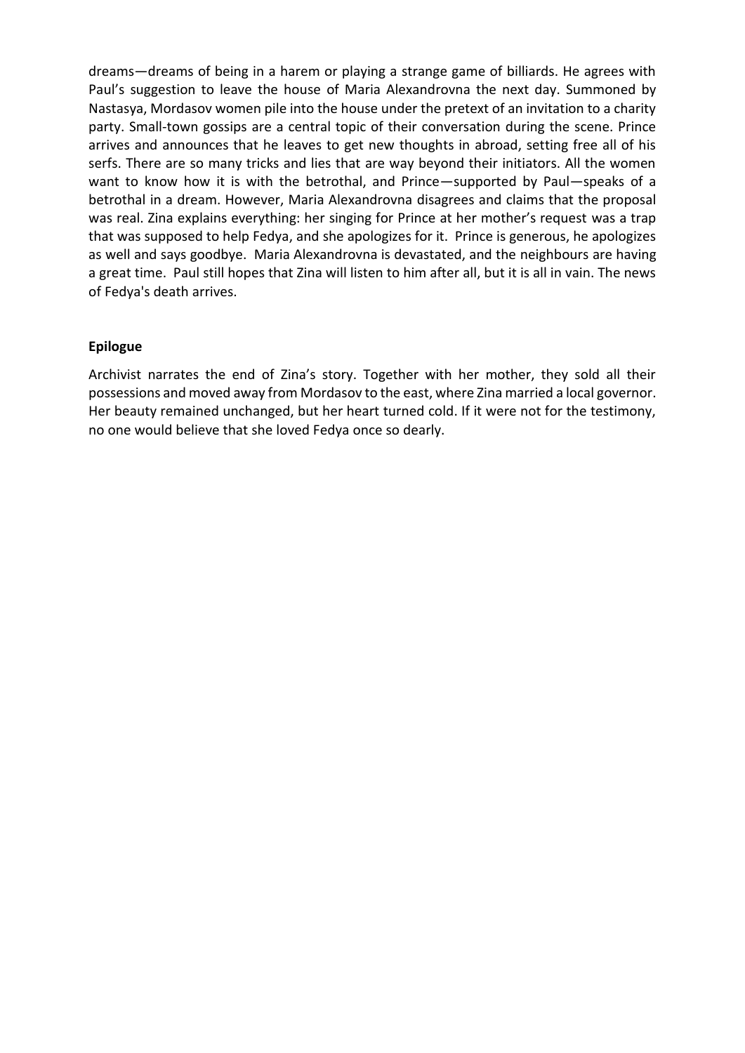dreams—dreams of being in a harem or playing a strange game of billiards. He agrees with Paul's suggestion to leave the house of Maria Alexandrovna the next day. Summoned by Nastasya, Mordasov women pile into the house under the pretext of an invitation to a charity party. Small-town gossips are a central topic of their conversation during the scene. Prince arrives and announces that he leaves to get new thoughts in abroad, setting free all of his serfs. There are so many tricks and lies that are way beyond their initiators. All the women want to know how it is with the betrothal, and Prince—supported by Paul—speaks of a betrothal in a dream. However, Maria Alexandrovna disagrees and claims that the proposal was real. Zina explains everything: her singing for Prince at her mother's request was a trap that was supposed to help Fedya, and she apologizes for it. Prince is generous, he apologizes as well and says goodbye. Maria Alexandrovna is devastated, and the neighbours are having a great time. Paul still hopes that Zina will listen to him after all, but it is all in vain. The news of Fedya's death arrives.

**Epilogue**

Archivist narrates the end of Zina's story. Together with her mother, they sold all their possessions and moved away from Mordasov to the east, where Zina married a local governor. Her beauty remained unchanged, but her heart turned cold. If it were not for the testimony, no one would believe that she loved Fedya once so dearly.